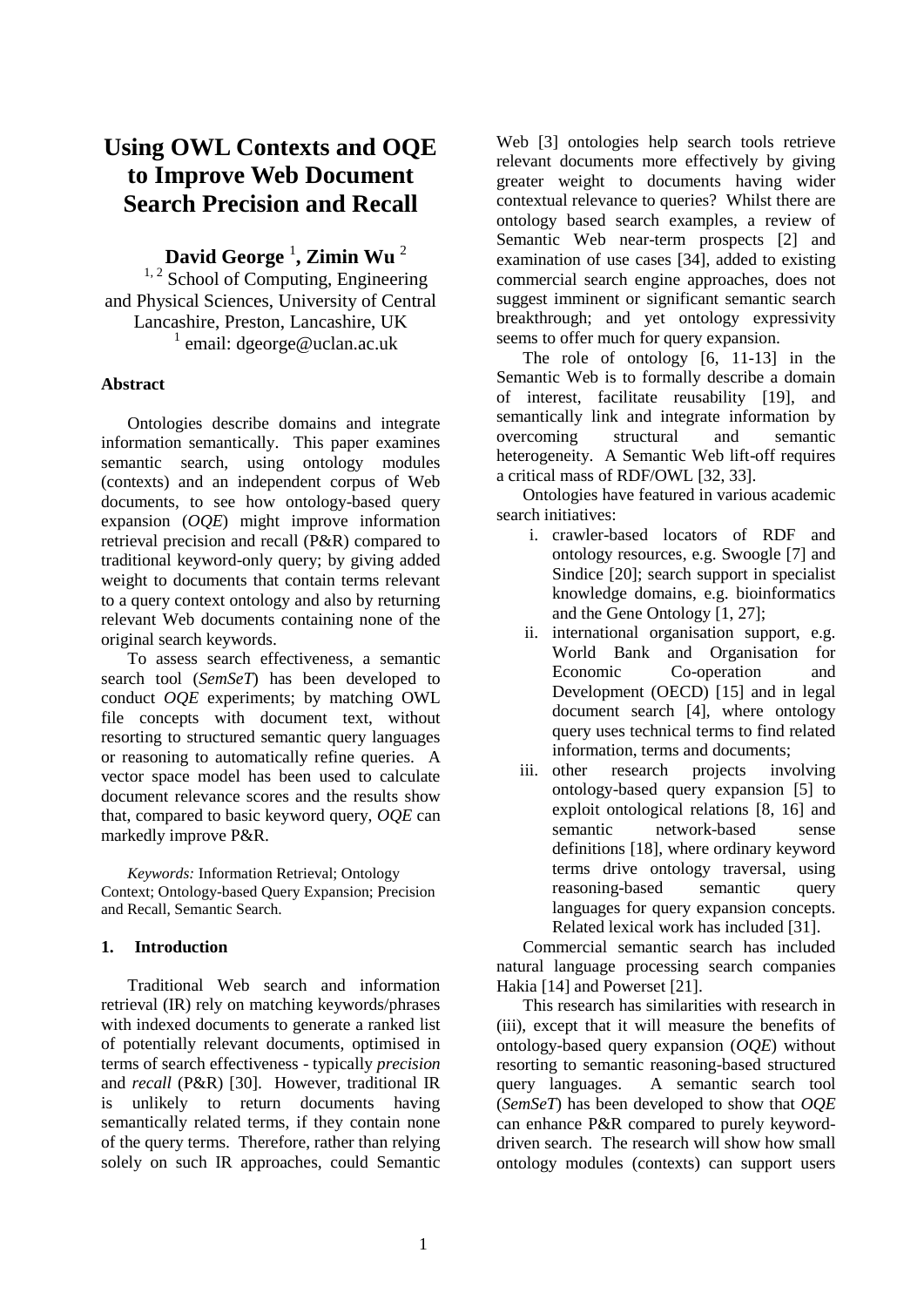# Using OWL Contexts and OQE to Improve Web Document Search Precision and Recall

**David George** [1]**, Zimin Wu** [2]

[1, 2] School of Computing, Engineering and Physical Sciences, University of Central Lancashire, Preston, Lancashire, UK

[1] email: dgeorge@uclan.ac.uk

### Abstract

Ontologies describe domains and integrate information semantically. This paper examines semantic search, using ontology modules (contexts) and an independent corpus of Web documents, to see how ontology-based query expansion (*OQE*) might improve information retrieval precision and recall (P&R) compared to traditional keyword-only query; by giving added weight to documents that contain terms relevant to a query context ontology and also by returning relevant Web documents containing none of the original search keywords.

To assess search effectiveness, a semantic search tool (*SemSeT*) has been developed to conduct *OQE* experiments; by matching OWL file concepts with document text, without resorting to structured semantic query languages or reasoning to automatically refine queries. A vector space model has been used to calculate document relevance scores and the results show that, compared to basic keyword query, *OQE* can markedly improve P&R.

*Keywords:* Information Retrieval; Ontology Context; Ontology-based Query Expansion; Precision and Recall, Semantic Search.

## 1. Introduction

Traditional Web search and information retrieval (IR) rely on matching keywords/phrases with indexed documents to generate a ranked list of potentially relevant documents, optimised in terms of search effectiveness - typically *precision* and *recall* (P&R) [30]. However, traditional IR is unlikely to return documents having semantically related terms, if they contain none of the query terms. Therefore, rather than relying solely on such IR approaches, could Semantic Web [3] ontologies help search tools retrieve relevant documents more effectively by giving greater weight to documents having wider contextual relevance to queries? Whilst there are ontology based search examples, a review of Semantic Web near-term prospects [2] and examination of use cases [34], added to existing commercial search engine approaches, does not suggest imminent or significant semantic search breakthrough; and yet ontology expressivity seems to offer much for query expansion.

The role of ontology [6, 11-13] in the Semantic Web is to formally describe a domain of interest, facilitate reusability [19], and semantically link and integrate information by overcoming structural and semantic heterogeneity. A Semantic Web lift-off requires a critical mass of RDF/OWL [32, 33].

Ontologies have featured in various academic search initiatives:

i. crawler-based locators of RDF and ontology resources, e.g. Swoogle [7] and Sindice [20]; search support in specialist knowledge domains, e.g. bioinformatics and the Gene Ontology [1, 27];
ii. international organisation support, e.g. World Bank and Organisation for Economic Co-operation and Development (OECD) [15] and in legal document search [4], where ontology query uses technical terms to find related information, terms and documents;
iii. other research projects involving ontology-based query expansion [5] to exploit ontological relations [8, 16] and semantic network-based sense definitions [18], where ordinary keyword terms drive ontology traversal, using reasoning-based semantic query languages for query expansion concepts. Related lexical work has included [31].

Commercial semantic search has included natural language processing search companies Hakia [14] and Powerset [21].

This research has similarities with research in (iii), except that it will measure the benefits of ontology-based query expansion (*OQE*) without resorting to semantic reasoning-based structured query languages. A semantic search tool (*SemSeT*) has been developed to show that *OQE* can enhance P&R compared to purely keyword-driven search. The research will show how small ontology modules (contexts) can support users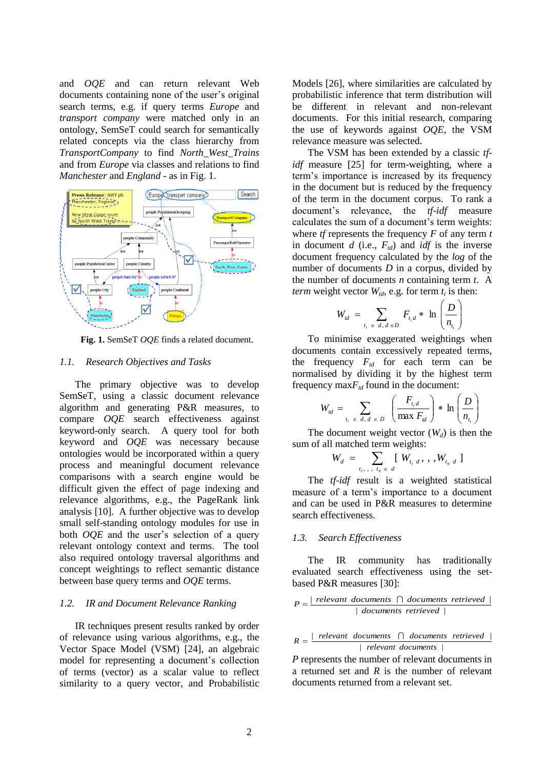and *OQE* and can return relevant Web documents containing none of the user's original search terms, e.g. if query terms *Europe* and *transport company* were matched only in an ontology, SemSeT could search for semantically related concepts via the class hierarchy from *TransportCompany* to find *North_West_Trains* and from *Europe* via classes and relations to find *Manchester* and *England* - as in Fig. 1.

**Fig. 1.** SemSeT *OQE* finds a related document.

### 1.1. Research Objectives and Tasks

The primary objective was to develop SemSeT, using a classic document relevance algorithm and generating P&R measures, to compare *OQE* search effectiveness against keyword-only search. A query tool for both keyword and *OQE* was necessary because ontologies would be incorporated within a query process and meaningful document relevance comparisons with a search engine would be difficult given the effect of page indexing and relevance algorithms, e.g., the PageRank link analysis [10]. A further objective was to develop small self-standing ontology modules for use in both *OQE* and the user's selection of a query relevant ontology context and terms. The tool also required ontology traversal algorithms and concept weightings to reflect semantic distance between base query terms and *OQE* terms.

### 1.2. IR and Document Relevance Ranking

IR techniques present results ranked by order of relevance using various algorithms, e.g., the Vector Space Model (VSM) [24], an algebraic model for representing a document's collection of terms (vector) as a scalar value to reflect similarity to a query vector, and Probabilistic Models [26], where similarities are calculated by probabilistic inference that term distribution will be different in relevant and non-relevant documents. For this initial research, comparing the use of keywords against *OQE*, the VSM relevance measure was selected.

The VSM has been extended by a classic *tf-idf* measure [25] for term-weighting, where a term's importance is increased by its frequency in the document but is reduced by the frequency of the term in the document corpus. To rank a document's relevance, the *tf-idf* measure calculates the sum of a document's term weights: where *tf* represents the frequency $F$ of any term $t$ in document $d$ (i.e., $F_{td}$) and *idf* is the inverse document frequency calculated by the *log* of the number of documents $D$ in a corpus, divided by the number of documents $n$ containing term $t$. A *term* weight vector $W_{td}$, e.g. for term $t_i$ is then:

$$W_{td} = \sum_{t_i \in d, d \in D} F_{t_i d} * \ln\left(\frac{D}{n_{t_i}}\right)$$

To minimise exaggerated weightings when documents contain excessively repeated terms, the frequency $F_{td}$ for each term can be normalised by dividing it by the highest term frequency max$F_{td}$ found in the document:

$$W_{td} = \sum_{t_i \in d, d \in D} \left(\frac{F_{t_i d}}{\max F_{td}}\right) * \ln\left(\frac{D}{n_{t_i}}\right)$$

The document weight vector ($W_d$) is then the sum of all matched term weights:

$$W_d = \sum_{t_i, \ldots, t_n \in d} [\, W_{t_i d}, \ldots, W_{t_n d} \,]$$

The *tf-idf* result is a weighted statistical measure of a term's importance to a document and can be used in P&R measures to determine search effectiveness.

### 1.3. Search Effectiveness

The IR community has traditionally evaluated search effectiveness using the set-based P&R measures [30]:

$$P = \frac{|\ relevant\ documents\ \cap\ documents\ retrieved\ |}{|\ documents\ retrieved\ |}$$

$$R = \frac{|\ relevant\ documents\ \cap\ documents\ retrieved\ |}{|\ relevant\ documents\ |}$$

$P$ represents the number of relevant documents in a returned set and $R$ is the number of relevant documents returned from a relevant set.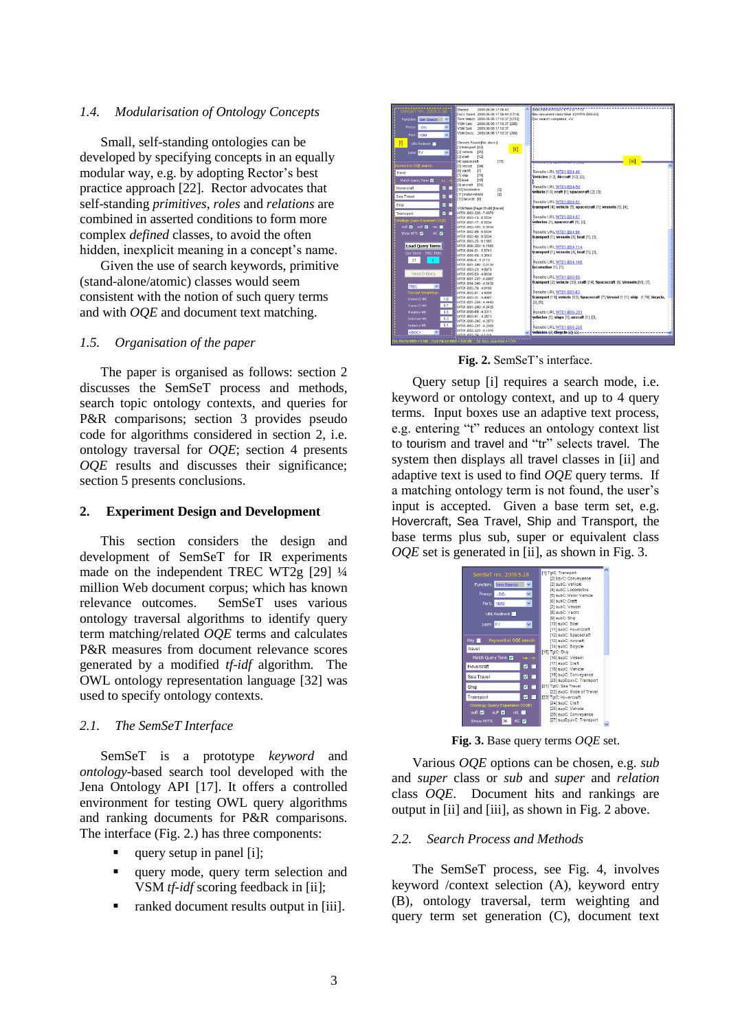### 1.4. *Modularisation of Ontology Concepts*

Small, self-standing ontologies can be developed by specifying concepts in an equally modular way, e.g. by adopting Rector's best practice approach [22]. Rector advocates that self-standing *primitives*, *roles* and *relations* are combined in asserted conditions to form more complex *defined* classes, to avoid the often hidden, inexplicit meaning in a concept's name. Given the use of search keywords, primitive (stand-alone/atomic) classes would seem consistent with the notion of such query terms and with *OQE* and document text matching.

### 1.5. *Organisation of the paper*

The paper is organised as follows: section 2 discusses the SemSeT process and methods, search topic ontology contexts, and queries for P&R comparisons; section 3 provides pseudo code for algorithms considered in section 2, i.e. ontology traversal for *OQE*; section 4 presents *OQE* results and discusses their significance; section 5 presents conclusions.

## 2. Experiment Design and Development

This section considers the design and development of SemSeT for IR experiments made on the independent TREC WT2g [29] ¼ million Web document corpus; which has known relevance outcomes. SemSeT uses various ontology traversal algorithms to identify query term matching/related *OQE* terms and calculates P&R measures from document relevance scores generated by a modified *tf-idf* algorithm. The OWL ontology representation language [32] was used to specify ontology contexts.

### 2.1. *The SemSeT Interface*

SemSeT is a prototype *keyword* and *ontology*-based search tool developed with the Jena Ontology API [17]. It offers a controlled environment for testing OWL query algorithms and ranking documents for P&R comparisons. The interface (Fig. 2.) has three components:

- query setup in panel [i];
- query mode, query term selection and VSM *tf-idf* scoring feedback in [ii];
- ranked document results output in [iii].

**Fig. 2.** SemSeT's interface.

Query setup [i] requires a search mode, i.e. keyword or ontology context, and up to 4 query terms. Input boxes use an adaptive text process, e.g. entering "t" reduces an ontology context list to tourism and travel and "tr" selects travel. The system then displays all travel classes in [ii] and adaptive text is used to find *OQE* query terms. If a matching ontology term is not found, the user's input is accepted. Given a base term set, e.g. Hovercraft, Sea Travel, Ship and Transport, the base terms plus sub, super or equivalent class *OQE* set is generated in [ii], as shown in Fig. 3.

**Fig. 3.** Base query terms *OQE* set.

Various *OQE* options can be chosen, e.g. *sub* and *super* class or *sub* and *super* and *relation* class *OQE*. Document hits and rankings are output in [ii] and [iii], as shown in Fig. 2 above.

### 2.2. *Search Process and Methods*

The SemSeT process, see Fig. 4, involves keyword /context selection (A), keyword entry (B), ontology traversal, term weighting and query term set generation (C), document text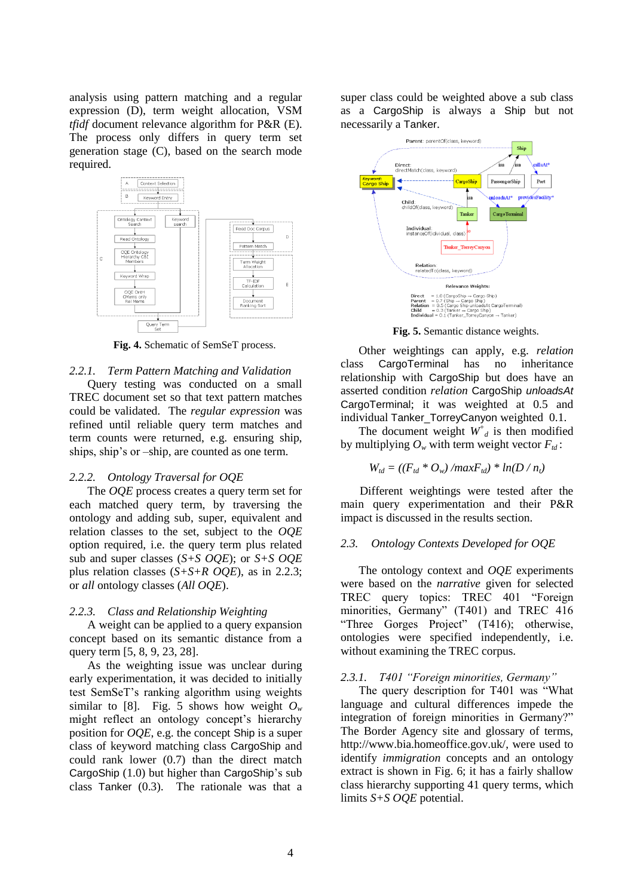analysis using pattern matching and a regular expression (D), term weight allocation, VSM *tfidf* document relevance algorithm for P&R (E). The process only differs in query term set generation stage (C), based on the search mode required.

**Fig. 4.** Schematic of SemSeT process.

#### 2.2.1. Term Pattern Matching and Validation

Query testing was conducted on a small TREC document set so that text pattern matches could be validated. The *regular expression* was refined until reliable query term matches and term counts were returned, e.g. ensuring ship, ships, ship's or –ship, are counted as one term.

#### 2.2.2. Ontology Traversal for OQE

The *OQE* process creates a query term set for each matched query term, by traversing the ontology and adding sub, super, equivalent and relation classes to the set, subject to the *OQE* option required, i.e. the query term plus related sub and super classes (*S+S OQE*); or *S+S OQE* plus relation classes (*S+S+R OQE*), as in 2.2.3; or *all* ontology classes (*All OQE*).

#### 2.2.3. Class and Relationship Weighting

A weight can be applied to a query expansion concept based on its semantic distance from a query term [5, 8, 9, 23, 28].

As the weighting issue was unclear during early experimentation, it was decided to initially test SemSeT's ranking algorithm using weights similar to [8]. Fig. 5 shows how weight $O_w$ might reflect an ontology concept's hierarchy position for *OQE*, e.g. the concept Ship is a super class of keyword matching class CargoShip and could rank lower (0.7) than the direct match CargoShip (1.0) but higher than CargoShip's sub class Tanker (0.3). The rationale was that a super class could be weighted above a sub class as a CargoShip is always a Ship but not necessarily a Tanker.

**Fig. 5.** Semantic distance weights.

Other weightings can apply, e.g. *relation* class CargoTerminal has no inheritance relationship with CargoShip but does have an asserted condition *relation* CargoShip *unloadsAt* CargoTerminal; it was weighted at 0.5 and individual Tanker_TorreyCanyon weighted 0.1.

The document weight $W^{+}_{d}$ is then modified by multiplying $O_w$ with term weight vector $F_{td}$:

$$W_{td} = ((F_{td} * O_w) / maxF_{td}) * ln(D / n_t)$$

Different weightings were tested after the main query experimentation and their P&R impact is discussed in the results section.

### 2.3. Ontology Contexts Developed for OQE

The ontology context and *OQE* experiments were based on the *narrative* given for selected TREC query topics: TREC 401 "Foreign minorities, Germany" (T401) and TREC 416 "Three Gorges Project" (T416); otherwise, ontologies were specified independently, i.e. without examining the TREC corpus.

#### 2.3.1. T401 "Foreign minorities, Germany"

The query description for T401 was "What language and cultural differences impede the integration of foreign minorities in Germany?" The Border Agency site and glossary of terms, http://www.bia.homeoffice.gov.uk/, were used to identify *immigration* concepts and an ontology extract is shown in Fig. 6; it has a fairly shallow class hierarchy supporting 41 query terms, which limits *S+S OQE* potential.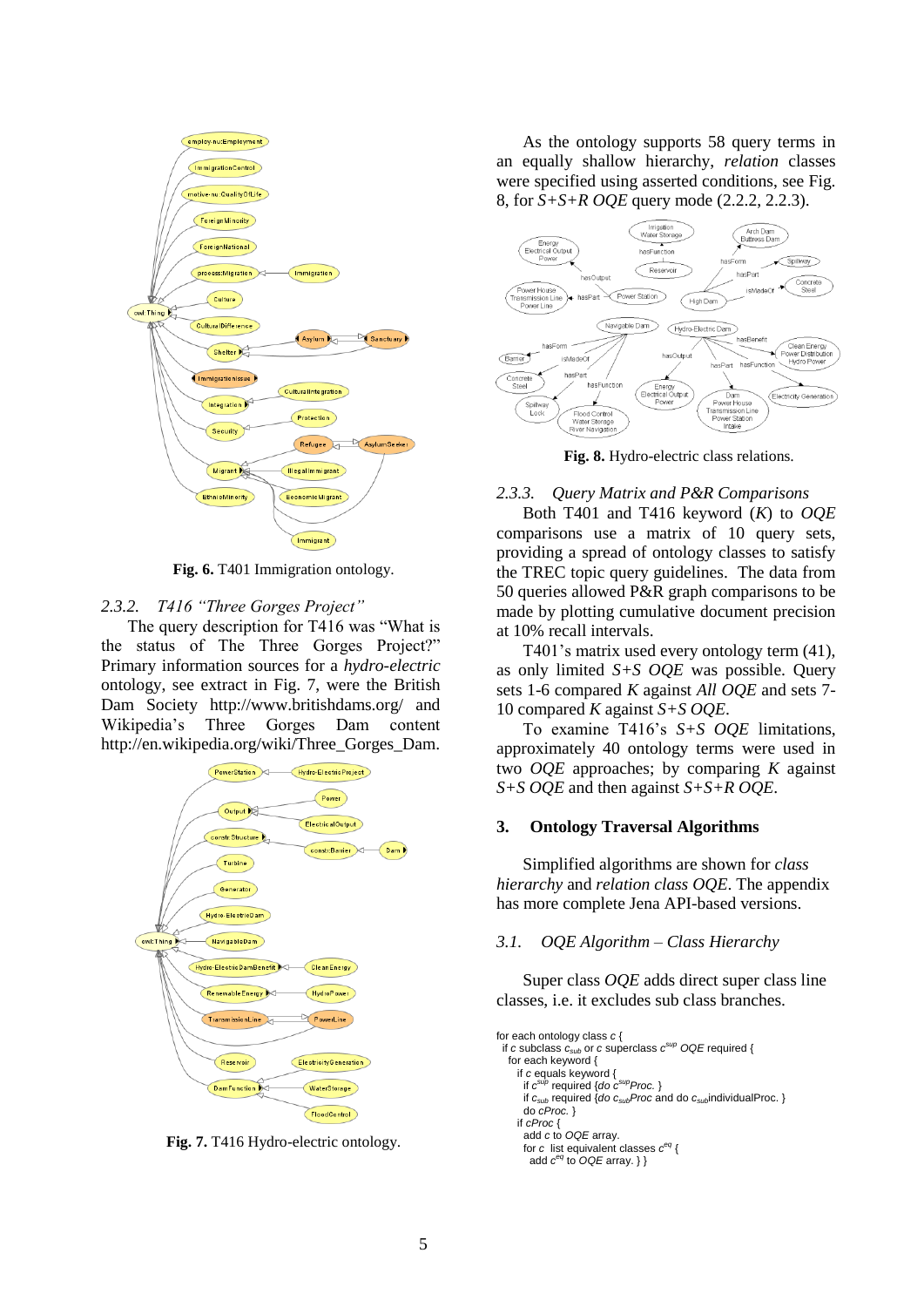Fig. 6. T401 Immigration ontology.

### 2.3.2. T416 "Three Gorges Project"

The query description for T416 was "What is the status of The Three Gorges Project?" Primary information sources for a *hydro-electric* ontology, see extract in Fig. 7, were the British Dam Society http://www.britishdams.org/ and Wikipedia's Three Gorges Dam content http://en.wikipedia.org/wiki/Three_Gorges_Dam.

Fig. 7. T416 Hydro-electric ontology.

As the ontology supports 58 query terms in an equally shallow hierarchy, *relation* classes were specified using asserted conditions, see Fig. 8, for *S+S+R OQE* query mode (2.2.2, 2.2.3).

**Fig. 8.** Hydro-electric class relations.

### 2.3.3. Query Matrix and P&R Comparisons

Both T401 and T416 keyword (*K*) to *OQE* comparisons use a matrix of 10 query sets, providing a spread of ontology classes to satisfy the TREC topic query guidelines. The data from 50 queries allowed P&R graph comparisons to be made by plotting cumulative document precision at 10% recall intervals.

T401's matrix used every ontology term (41), as only limited *S+S OQE* was possible. Query sets 1-6 compared *K* against *All OQE* and sets 7-10 compared *K* against *S+S OQE*.

To examine T416's *S+S OQE* limitations, approximately 40 ontology terms were used in two *OQE* approaches; by comparing *K* against *S+S OQE* and then against *S+S+R OQE*.

## 3. Ontology Traversal Algorithms

Simplified algorithms are shown for *class hierarchy* and *relation class OQE*. The appendix has more complete Jena API-based versions.

### 3.1. OQE Algorithm – Class Hierarchy

Super class *OQE* adds direct super class line classes, i.e. it excludes sub class branches.

```
for each ontology class c {
  if c subclass c_sub or c superclass c^sup OQE required {
   for each keyword {
     if c equals keyword {
       if c^sup required {do c^sup Proc. }
       if c_sub required {do c_sub Proc and do c_sub individualProc. }
       do cProc. }
     if cProc {
       add c to OQE array.
       for c list equivalent classes c^eq {
        add c^eq to OQE array. } }
```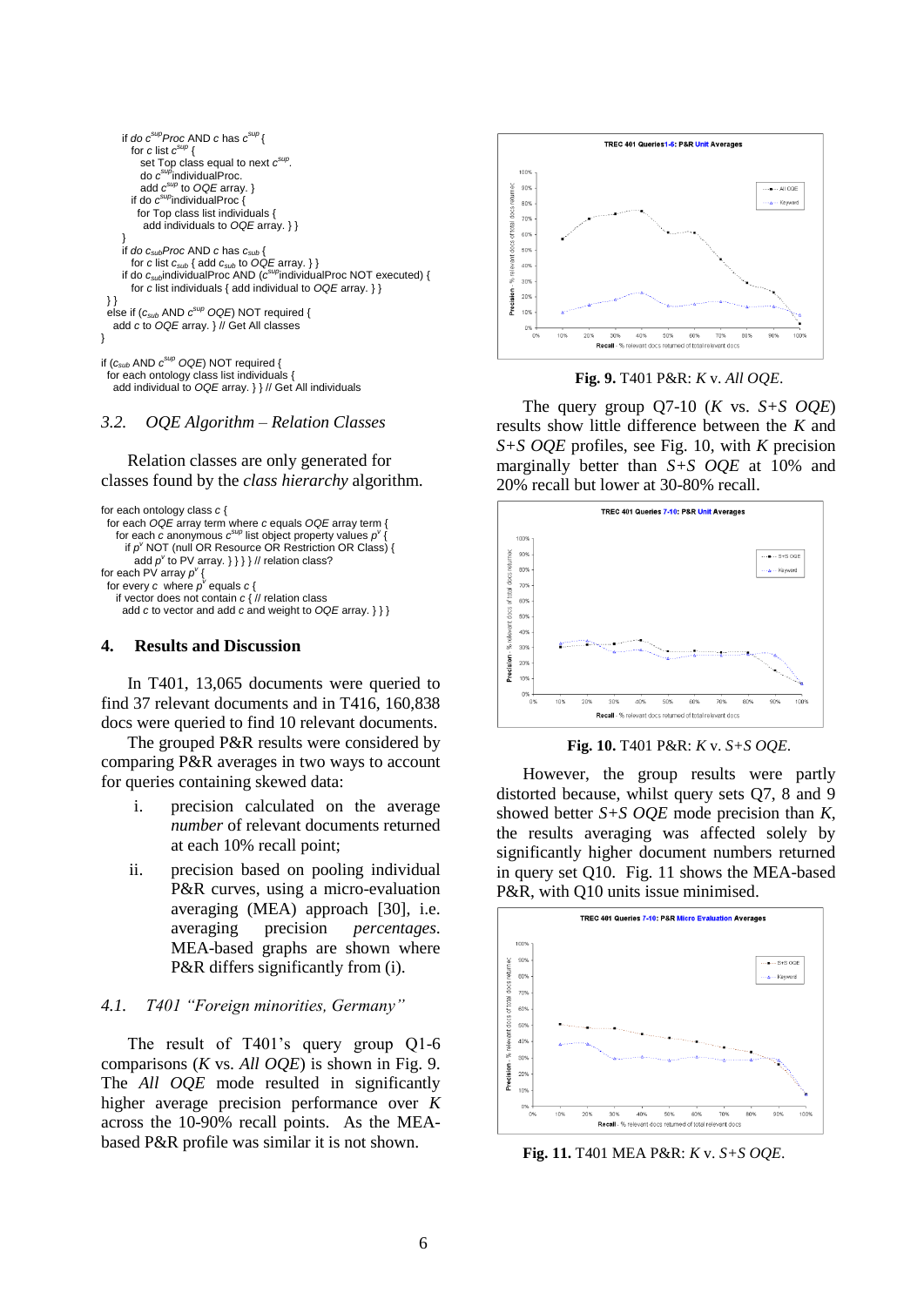```
    if do c^sup Proc AND c has c^sup {
      for c list c^sup {
        set Top class equal to next c^sup.
        do c^sup individualProc.
        add c^sup to OQE array. }
      if do c^sup individualProc {
        for Top class list individuals {
          add individuals to OQE array. } }
    }
    if do c_sub Proc AND c has c_sub {
      for c list c_sub { add c_sub to OQE array. } }
    if do c_sub individualProc AND (c^sup individualProc NOT executed) {
      for c list individuals { add individual to OQE array. } }
 } }
 else if (c_sub AND c^sup OQE) NOT required {
   add c to OQE array. } // Get All classes
}

if (c_sub AND c^sup OQE) NOT required {
  for each ontology class list individuals {
    add individual to OQE array. } } // Get All individuals
```

### 3.2. *OQE Algorithm – Relation Classes*

Relation classes are only generated for classes found by the *class hierarchy* algorithm.

```
for each ontology class c {
  for each OQE array term where c equals OQE array term {
    for each c anonymous c^sup list object property values p^v {
      if p^v NOT (null OR Resource OR Restriction OR Class) {
        add p^v to PV array. } } } } // relation class?
for each PV array p^v {
  for every c where p^v equals c {
    if vector does not contain c { // relation class
      add c to vector and add c and weight to OQE array. } } }
```

## 4. Results and Discussion

In T401, 13,065 documents were queried to find 37 relevant documents and in T416, 160,838 docs were queried to find 10 relevant documents.

The grouped P&R results were considered by comparing P&R averages in two ways to account for queries containing skewed data:

i. precision calculated on the average *number* of relevant documents returned at each 10% recall point;

ii. precision based on pooling individual P&R curves, using a micro-evaluation averaging (MEA) approach [30], i.e. averaging precision *percentages*. MEA-based graphs are shown where P&R differs significantly from (i).

### 4.1. *T401 "Foreign minorities, Germany"*

The result of T401's query group Q1-6 comparisons (*K* vs. *All OQE*) is shown in Fig. 9. The *All OQE* mode resulted in significantly higher average precision performance over *K* across the 10-90% recall points. As the MEA-based P&R profile was similar it is not shown.

**Fig. 9.** T401 P&R: *K* v. *All OQE*.

The query group Q7-10 (*K* vs. *S+S OQE*) results show little difference between the *K* and *S+S OQE* profiles, see Fig. 10, with *K* precision marginally better than *S+S OQE* at 10% and 20% recall but lower at 30-80% recall.

**Fig. 10.** T401 P&R: *K* v. *S+S OQE*.

However, the group results were partly distorted because, whilst query sets Q7, 8 and 9 showed better *S+S OQE* mode precision than *K*, the results averaging was affected solely by significantly higher document numbers returned in query set Q10. Fig. 11 shows the MEA-based P&R, with Q10 units issue minimised.

**Fig. 11.** T401 MEA P&R: *K* v. *S+S OQE*.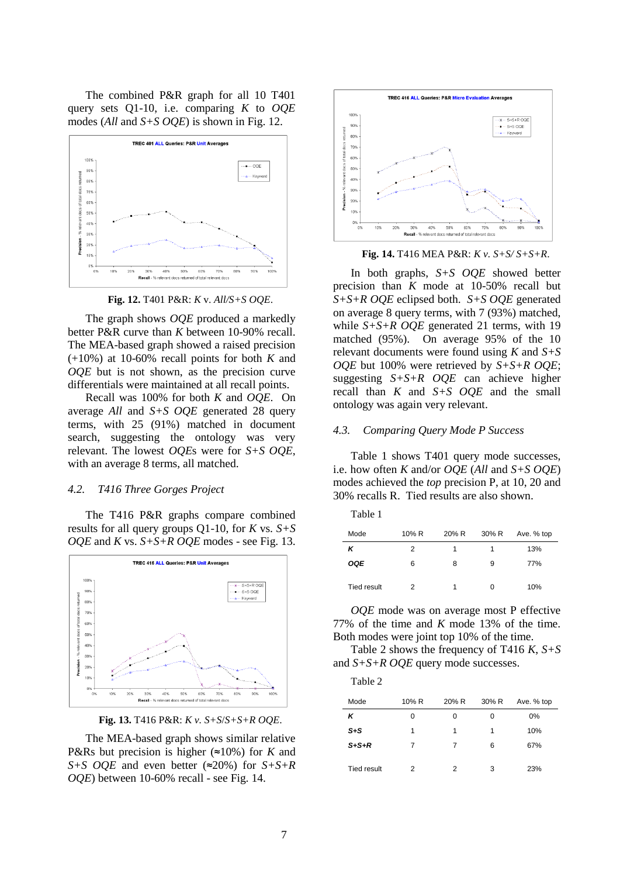The combined P&R graph for all 10 T401 query sets Q1-10, i.e. comparing *K* to *OQE* modes (*All* and *S+S OQE*) is shown in Fig. 12.

**Fig. 12.** T401 P&R: *K* v. *All/S+S OQE*.

The graph shows *OQE* produced a markedly better P&R curve than *K* between 10-90% recall. The MEA-based graph showed a raised precision (+10%) at 10-60% recall points for both *K* and *OQE* but is not shown, as the precision curve differentials were maintained at all recall points.

Recall was 100% for both *K* and *OQE*. On average *All* and *S+S OQE* generated 28 query terms, with 25 (91%) matched in document search, suggesting the ontology was very relevant. The lowest *OQE*s were for *S+S OQE*, with an average 8 terms, all matched.

### 4.2. *T416 Three Gorges Project*

The T416 P&R graphs compare combined results for all query groups Q1-10, for *K* vs. *S+S OQE* and *K* vs. *S+S+R OQE* modes - see Fig. 13.

**Fig. 13.** T416 P&R: *K v. S+S/S+S+R OQE*.

The MEA-based graph shows similar relative P&Rs but precision is higher (≈10%) for *K* and *S+S OQE* and even better (≈20%) for *S+S+R OQE*) between 10-60% recall - see Fig. 14.

**Fig. 14.** T416 MEA P&R: *K v. S+S/ S+S+R*.

In both graphs, *S+S OQE* showed better precision than *K* mode at 10-50% recall but *S+S+R OQE* eclipsed both. *S+S OQE* generated on average 8 query terms, with 7 (93%) matched, while *S+S+R OQE* generated 21 terms, with 19 matched (95%). On average 95% of the 10 relevant documents were found using *K* and *S+S OQE* but 100% were retrieved by *S+S+R OQE*; suggesting *S+S+R OQE* can achieve higher recall than *K* and *S+S OQE* and the small ontology was again very relevant.

### 4.3. *Comparing Query Mode P Success*

Table 1 shows T401 query mode successes, i.e. how often *K* and/or *OQE* (*All* and *S+S OQE*) modes achieved the *top* precision P, at 10, 20 and 30% recalls R. Tied results are also shown.

Table 1

| Mode | 10% R | 20% R | 30% R | Ave. % top |
|---|---|---|---|---|
| ***K*** | 2 | 1 | 1 | 13% |
| ***OQE*** | 6 | 8 | 9 | 77% |
| Tied result | 2 | 1 | 0 | 10% |

*OQE* mode was on average most P effective 77% of the time and *K* mode 13% of the time. Both modes were joint top 10% of the time.

Table 2 shows the frequency of T416 *K*, *S+S* and *S+S+R OQE* query mode successes.

Table 2

| Mode | 10% R | 20% R | 30% R | Ave. % top |
|---|---|---|---|---|
| ***K*** | 0 | 0 | 0 | 0% |
| ***S+S*** | 1 | 1 | 1 | 10% |
| ***S+S+R*** | 7 | 7 | 6 | 67% |
| Tied result | 2 | 2 | 3 | 23% |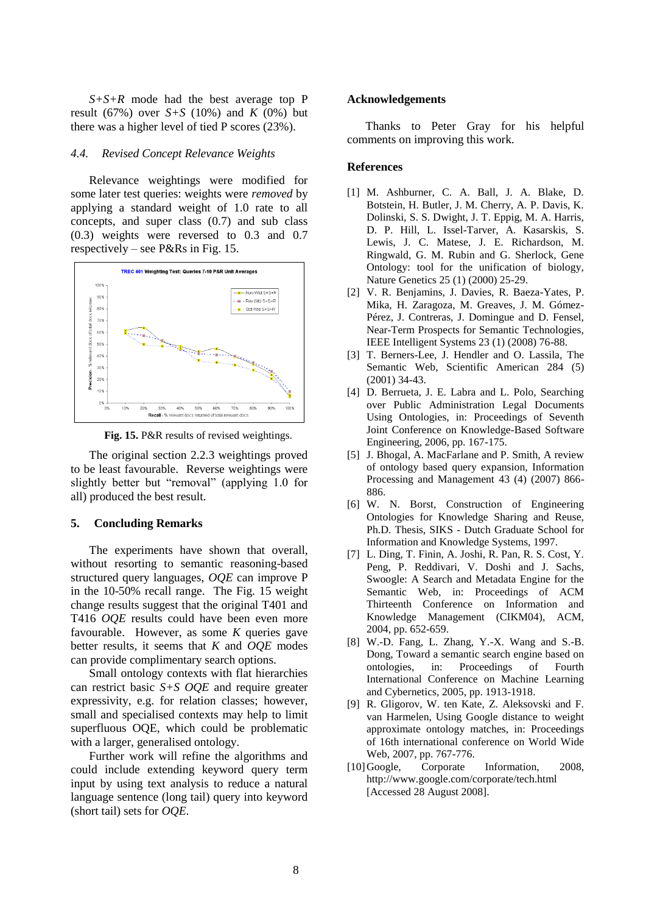*S+S+R* mode had the best average top P result (67%) over *S+S* (10%) and *K* (0%) but there was a higher level of tied P scores (23%).

### 4.4. Revised Concept Relevance Weights

Relevance weightings were modified for some later test queries: weights were *removed* by applying a standard weight of 1.0 rate to all concepts, and super class (0.7) and sub class (0.3) weights were reversed to 0.3 and 0.7 respectively – see P&Rs in Fig. 15.

**Fig. 15.** P&R results of revised weightings.

The original section 2.2.3 weightings proved to be least favourable. Reverse weightings were slightly better but "removal" (applying 1.0 for all) produced the best result.

## 5. Concluding Remarks

The experiments have shown that overall, without resorting to semantic reasoning-based structured query languages, *OQE* can improve P in the 10-50% recall range. The Fig. 15 weight change results suggest that the original T401 and T416 *OQE* results could have been even more favourable. However, as some *K* queries gave better results, it seems that *K* and *OQE* modes can provide complimentary search options.

Small ontology contexts with flat hierarchies can restrict basic *S+S OQE* and require greater expressivity, e.g. for relation classes; however, small and specialised contexts may help to limit superfluous OQE, which could be problematic with a larger, generalised ontology.

Further work will refine the algorithms and could include extending keyword query term input by using text analysis to reduce a natural language sentence (long tail) query into keyword (short tail) sets for *OQE*.

## Acknowledgements

Thanks to Peter Gray for his helpful comments on improving this work.

## References

[1] M. Ashburner, C. A. Ball, J. A. Blake, D. Botstein, H. Butler, J. M. Cherry, A. P. Davis, K. Dolinski, S. S. Dwight, J. T. Eppig, M. A. Harris, D. P. Hill, L. Issel-Tarver, A. Kasarskis, S. Lewis, J. C. Matese, J. E. Richardson, M. Ringwald, G. M. Rubin and G. Sherlock, Gene Ontology: tool for the unification of biology, Nature Genetics 25 (1) (2000) 25-29.

[2] V. R. Benjamins, J. Davies, R. Baeza-Yates, P. Mika, H. Zaragoza, M. Greaves, J. M. Gómez-Pérez, J. Contreras, J. Domingue and D. Fensel, Near-Term Prospects for Semantic Technologies, IEEE Intelligent Systems 23 (1) (2008) 76-88.

[3] T. Berners-Lee, J. Hendler and O. Lassila, The Semantic Web, Scientific American 284 (5) (2001) 34-43.

[4] D. Berrueta, J. E. Labra and L. Polo, Searching over Public Administration Legal Documents Using Ontologies, in: Proceedings of Seventh Joint Conference on Knowledge-Based Software Engineering, 2006, pp. 167-175.

[5] J. Bhogal, A. MacFarlane and P. Smith, A review of ontology based query expansion, Information Processing and Management 43 (4) (2007) 866-886.

[6] W. N. Borst, Construction of Engineering Ontologies for Knowledge Sharing and Reuse, Ph.D. Thesis, SIKS - Dutch Graduate School for Information and Knowledge Systems, 1997.

[7] L. Ding, T. Finin, A. Joshi, R. Pan, R. S. Cost, Y. Peng, P. Reddivari, V. Doshi and J. Sachs, Swoogle: A Search and Metadata Engine for the Semantic Web, in: Proceedings of ACM Thirteenth Conference on Information and Knowledge Management (CIKM04), ACM, 2004, pp. 652-659.

[8] W.-D. Fang, L. Zhang, Y.-X. Wang and S.-B. Dong, Toward a semantic search engine based on ontologies, in: Proceedings of Fourth International Conference on Machine Learning and Cybernetics, 2005, pp. 1913-1918.

[9] R. Gligorov, W. ten Kate, Z. Aleksovski and F. van Harmelen, Using Google distance to weight approximate ontology matches, in: Proceedings of 16th international conference on World Wide Web, 2007, pp. 767-776.

[10] Google, Corporate Information, 2008, http://www.google.com/corporate/tech.html [Accessed 28 August 2008].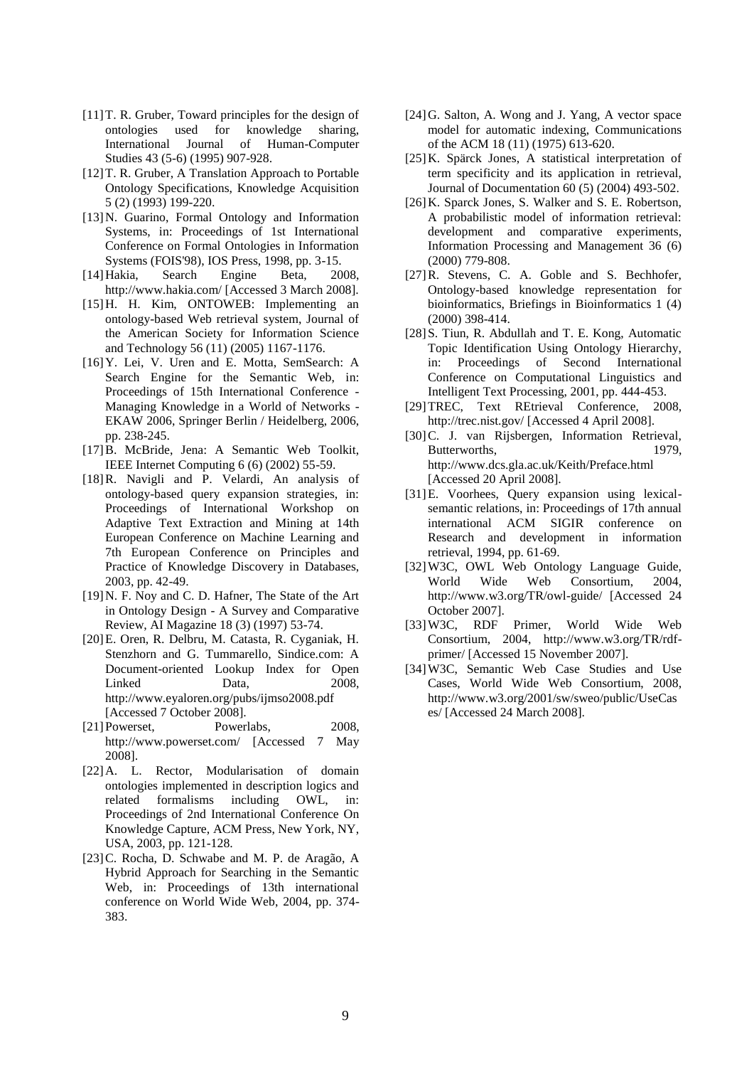[11] T. R. Gruber, Toward principles for the design of ontologies used for knowledge sharing, International Journal of Human-Computer Studies 43 (5-6) (1995) 907-928.

[12] T. R. Gruber, A Translation Approach to Portable Ontology Specifications, Knowledge Acquisition 5 (2) (1993) 199-220.

[13] N. Guarino, Formal Ontology and Information Systems, in: Proceedings of 1st International Conference on Formal Ontologies in Information Systems (FOIS'98), IOS Press, 1998, pp. 3-15.

[14] Hakia, Search Engine Beta, 2008, http://www.hakia.com/ [Accessed 3 March 2008].

[15] H. H. Kim, ONTOWEB: Implementing an ontology-based Web retrieval system, Journal of the American Society for Information Science and Technology 56 (11) (2005) 1167-1176.

[16] Y. Lei, V. Uren and E. Motta, SemSearch: A Search Engine for the Semantic Web, in: Proceedings of 15th International Conference - Managing Knowledge in a World of Networks - EKAW 2006, Springer Berlin / Heidelberg, 2006, pp. 238-245.

[17] B. McBride, Jena: A Semantic Web Toolkit, IEEE Internet Computing 6 (6) (2002) 55-59.

[18] R. Navigli and P. Velardi, An analysis of ontology-based query expansion strategies, in: Proceedings of International Workshop on Adaptive Text Extraction and Mining at 14th European Conference on Machine Learning and 7th European Conference on Principles and Practice of Knowledge Discovery in Databases, 2003, pp. 42-49.

[19] N. F. Noy and C. D. Hafner, The State of the Art in Ontology Design - A Survey and Comparative Review, AI Magazine 18 (3) (1997) 53-74.

[20] E. Oren, R. Delbru, M. Catasta, R. Cyganiak, H. Stenzhorn and G. Tummarello, Sindice.com: A Document-oriented Lookup Index for Open Linked Data, 2008, http://www.eyaloren.org/pubs/ijmso2008.pdf [Accessed 7 October 2008].

[21] Powerset, Powerlabs, 2008, http://www.powerset.com/ [Accessed 7 May 2008].

[22] A. L. Rector, Modularisation of domain ontologies implemented in description logics and related formalisms including OWL, in: Proceedings of 2nd International Conference On Knowledge Capture, ACM Press, New York, NY, USA, 2003, pp. 121-128.

[23] C. Rocha, D. Schwabe and M. P. de Aragão, A Hybrid Approach for Searching in the Semantic Web, in: Proceedings of 13th international conference on World Wide Web, 2004, pp. 374-383.

[24] G. Salton, A. Wong and J. Yang, A vector space model for automatic indexing, Communications of the ACM 18 (11) (1975) 613-620.

[25] K. Spärck Jones, A statistical interpretation of term specificity and its application in retrieval, Journal of Documentation 60 (5) (2004) 493-502.

[26] K. Sparck Jones, S. Walker and S. E. Robertson, A probabilistic model of information retrieval: development and comparative experiments, Information Processing and Management 36 (6) (2000) 779-808.

[27] R. Stevens, C. A. Goble and S. Bechhofer, Ontology-based knowledge representation for bioinformatics, Briefings in Bioinformatics 1 (4) (2000) 398-414.

[28] S. Tiun, R. Abdullah and T. E. Kong, Automatic Topic Identification Using Ontology Hierarchy, in: Proceedings of Second International Conference on Computational Linguistics and Intelligent Text Processing, 2001, pp. 444-453.

[29] TREC, Text REtrieval Conference, 2008, http://trec.nist.gov/ [Accessed 4 April 2008].

[30] C. J. van Rijsbergen, Information Retrieval, Butterworths, 1979, http://www.dcs.gla.ac.uk/Keith/Preface.html [Accessed 20 April 2008].

[31] E. Voorhees, Query expansion using lexical-semantic relations, in: Proceedings of 17th annual international ACM SIGIR conference on Research and development in information retrieval, 1994, pp. 61-69.

[32] W3C, OWL Web Ontology Language Guide, World Wide Web Consortium, 2004, http://www.w3.org/TR/owl-guide/ [Accessed 24 October 2007].

[33] W3C, RDF Primer, World Wide Web Consortium, 2004, http://www.w3.org/TR/rdf-primer/ [Accessed 15 November 2007].

[34] W3C, Semantic Web Case Studies and Use Cases, World Wide Web Consortium, 2008, http://www.w3.org/2001/sw/sweo/public/UseCases/ [Accessed 24 March 2008].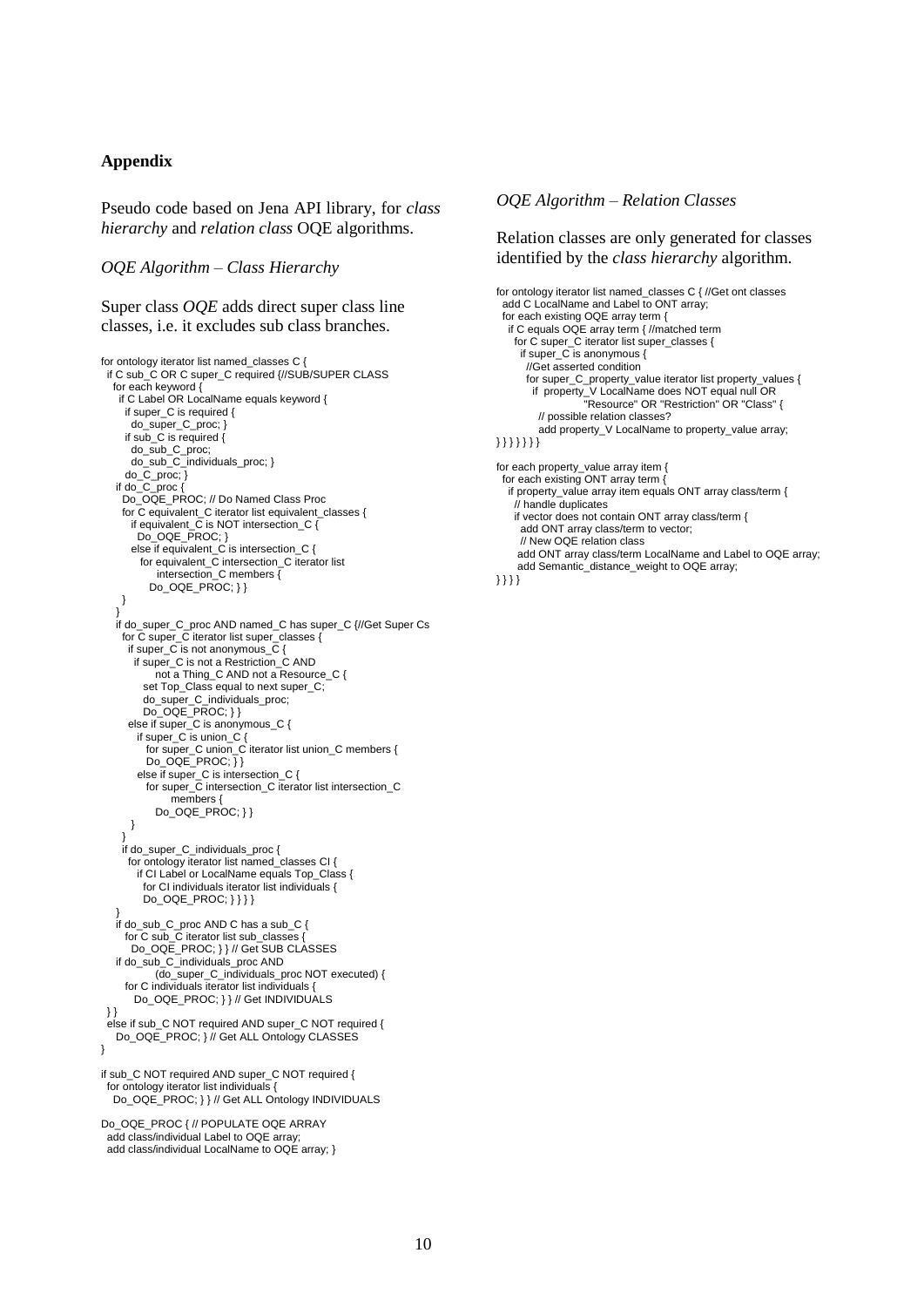## Appendix

Pseudo code based on Jena API library, for *class hierarchy* and *relation class* OQE algorithms.

*OQE Algorithm – Class Hierarchy*

Super class *OQE* adds direct super class line classes, i.e. it excludes sub class branches.

```
for ontology iterator list named_classes C {
  if C sub_C OR C super_C required {//SUB/SUPER CLASS
   for each keyword {
     if C Label OR LocalName equals keyword {
       if super_C is required {
         do_super_C_proc; }
       if sub_C is required {
         do_sub_C_proc;
         do_sub_C_individuals_proc; }
       do_C_proc; }
     if do_C_proc {
       Do_OQE_PROC; // Do Named Class Proc
       for C equivalent_C iterator list equivalent_classes {
         if equivalent_C is NOT intersection_C {
           Do_OQE_PROC; }
         else if equivalent_C is intersection_C {
           for equivalent_C intersection_C iterator list
               intersection_C members {
             Do_OQE_PROC; } }
     }
   }
   if do_super_C_proc AND named_C has super_C {//Get Super Cs
     for C super_C iterator list super_classes {
       if super_C is not anonymous_C {
         if super_C is not a Restriction_C AND
              not a Thing_C AND not a Resource_C {
           set Top_Class equal to next super_C;
           do_super_C_individuals_proc;
           Do_OQE_PROC; } }
       else if super_C is anonymous_C {
         if super_C is union_C {
           for super_C union_C iterator list union_C members {
           Do_OQE_PROC; } }
         else if super_C is intersection_C {
           for super_C intersection_C iterator list intersection_C
                 members {
             Do_OQE_PROC; } }
       }
     }
     if do_super_C_individuals_proc {
       for ontology iterator list named_classes CI {
         if CI Label or LocalName equals Top_Class {
           for CI individuals iterator list individuals {
           Do_OQE_PROC; } } } }
   }
   if do_sub_C_proc AND C has a sub_C {
     for C sub_C iterator list sub_classes {
       Do_OQE_PROC; } } // Get SUB CLASSES
   if do_sub_C_individuals_proc AND
            (do_super_C_individuals_proc NOT executed) {
     for C individuals iterator list individuals {
       Do_OQE_PROC; } } // Get INDIVIDUALS
  } }
  else if sub_C NOT required AND super_C NOT required {
    Do_OQE_PROC; } // Get ALL Ontology CLASSES
}

if sub_C NOT required AND super_C NOT required {
  for ontology iterator list individuals {
    Do_OQE_PROC; } } // Get ALL Ontology INDIVIDUALS

Do_OQE_PROC { // POPULATE OQE ARRAY
  add class/individual Label to OQE array;
  add class/individual LocalName to OQE array; }
```

*OQE Algorithm – Relation Classes*

Relation classes are only generated for classes identified by the *class hierarchy* algorithm.

```
for ontology iterator list named_classes C { //Get ont classes
  add C LocalName and Label to ONT array;
  for each existing OQE array term {
    if C equals OQE array term { //matched term
      for C super_C iterator list super_classes {
        if super_C is anonymous {
          //Get asserted condition
          for super_C_property_value iterator list property_values {
            if property_V LocalName does NOT equal null OR
                      "Resource" OR "Restriction" OR "Class" {
              // possible relation classes?
              add property_V LocalName to property_value array;
} } } } } } }

for each property_value array item {
  for each existing ONT array term {
    if property_value array item equals ONT array class/term {
      // handle duplicates
      if vector does not contain ONT array class/term {
        add ONT array class/term to vector;
        // New OQE relation class
        add ONT array class/term LocalName and Label to OQE array;
        add Semantic_distance_weight to OQE array;
} } } }
```